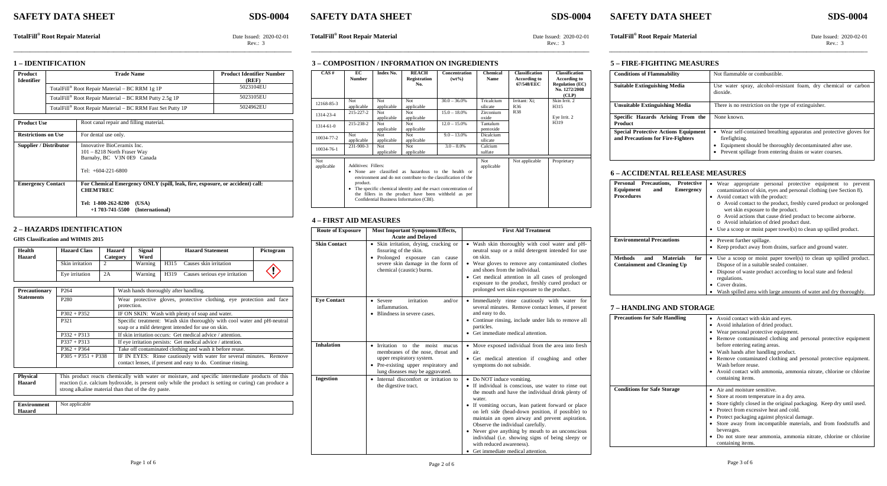# SAFETY DATA SHEET — SDS-0004

**TotalFill® Root Repair Material** — Date Issued: 2020-02-01, Rev.: 3

## 1 – IDENTIFICATION

| Product Identifier | Trade Name | Product Identifier Number (REF) |
|---|---|---|
| | TotalFill® Root Repair Material – BC RRM 1g 1P | 5023104EU |
| | TotalFill® Root Repair Material – BC RRM Putty 2.5g 1P | 5023105EU |
| | TotalFill® Root Repair Material – BC RRM Fast Set Putty 1P | 5024962EU |

| | |
|---|---|
| **Product Use** | Root canal repair and filling material. |
| **Restrictions on Use** | For dental use only. |
| **Supplier / Distributor** | Innovative BioCeramix Inc.<br>101 – 8218 North Fraser Way<br>Burnaby, BC V3N 0E9 Canada<br><br>Tel: +604-221-6800 |
| **Emergency Contact** | **For Chemical Emergency ONLY (spill, leak, fire, exposure, or accident) call: CHEMTREC**<br><br>**Tel: 1-800-262-8200 (USA)**<br>**+1 703-741-5500 (International)** |

## 2 – HAZARDS IDENTIFICATION

**GHS Classification and WHMIS 2015**

| Health Hazard | Hazard Class | Hazard Category | Signal Word | Hazard Statement | Pictogram |
|---|---|---|---|---|---|
| | Skin irritation | 2 | Warning | H315 Causes skin irritation | |
| | Eye irritation | 2A | Warning | H319 Causes serious eye irritation | |

| Precautionary Statements | | |
|---|---|---|
| | P264 | Wash hands thoroughly after handling. |
| | P280 | Wear protective gloves, protective clothing, eye protection and face protection. |
| | P302 + P352 | IF ON SKIN: Wash with plenty of soap and water. |
| | P321 | Specific treatment: Wash skin thoroughly with cool water and pH-neutral soap or a mild detergent intended for use on skin. |
| | P332 + P313 | If skin irritation occurs: Get medical advice / attention. |
| | P337 + P313 | If eye irritation persists: Get medical advice / attention. |
| | P362 + P364 | Take off contaminated clothing and wash it before reuse. |
| | P305 + P351 + P338 | IF IN EYES: Rinse cautiously with water for several minutes. Remove contact lenses, if present and easy to do. Continue rinsing. |

| | |
|---|---|
| **Physical Hazard** | This product reacts chemically with water or moisture, and specific intermediate products of this reaction (i.e. calcium hydroxide, is present only while the product is setting or curing) can produce a strong alkaline material than that of the dry paste. |
| **Environment Hazard** | Not applicable |

## 3 – COMPOSITION / INFORMATION ON INGREDIENTS

| CAS # | EC Number | Index No. | REACH Registration No. | Concentration (wt%) | Chemical Name | Classification According to 67/548/EEC | Classification According to Regulation (EC) No. 1272/2008 (CLP) |
|---|---|---|---|---|---|---|---|
| 12168-85-3 | Not applicable | Not applicable | Not applicable | 30.0 – 36.0% | Tricalcium silicate | Irritant: Xi; R36 R38 | Skin Irrit. 2 H315 Eye Irrit. 2 H319 |
| 1314-23-4 | 215-227-2 | Not applicable | Not applicable | 15.0 – 18.0% | Zirconium oxide | | |
| 1314-61-0 | 215-238-2 | Not applicable | Not applicable | 12.0 – 15.0% | Tantalum pentoxide | | |
| 10034-77-2 | Not applicable | Not applicable | Not applicable | 9.0 – 13.0% | Dicalcium silicate | | |
| 10034-76-1 | 231-900-3 | Not applicable | Not applicable | 3.0 – 8.0% | Calcium sulfate | | |
| Not applicable | Additives: Fillers:<br>• None are classified as hazardous to the health or environment and do not contribute to the classification of the product.<br>• The specific chemical identity and the exact concentration of the fillers in the product have been withheld as per Confidential Business Information (CBI). | | | | Not applicable | Not applicable | Proprietary |

## 4 – FIRST AID MEASURES

| Route of Exposure | Most Important Symptoms/Effects, Acute and Delayed | First Aid Treatment |
|---|---|---|
| **Skin Contact** | • Skin irritation, drying, cracking or fissuring of the skin.<br>• Prolonged exposure can cause severe skin damage in the form of chemical (caustic) burns. | • Wash skin thoroughly with cool water and pH-neutral soap or a mild detergent intended for use on skin.<br>• Wear gloves to remove any contaminated clothes and shoes from the individual.<br>• Get medical attention in all cases of prolonged exposure to the product, freshly cured product or prolonged wet skin exposure to the product. |
| **Eye Contact** | • Severe irritation and/or inflammation.<br>• Blindness in severe cases. | • Immediately rinse cautiously with water for several minutes. Remove contact lenses, if present and easy to do.<br>• Continue rinsing, include under lids to remove all particles.<br>• Get immediate medical attention. |
| **Inhalation** | • Irritation to the moist mucus membranes of the nose, throat and upper respiratory system.<br>• Pre-existing upper respiratory and lung diseases may be aggravated. | • Move exposed individual from the area into fresh air.<br>• Get medical attention if coughing and other symptoms do not subside. |
| **Ingestion** | • Internal discomfort or irritation to the digestive tract. | • Do NOT induce vomiting.<br>• If individual is conscious, use water to rinse out the mouth and have the individual drink plenty of water.<br>• If vomiting occurs, lean patient forward or place on left side (head-down position, if possible) to maintain an open airway and prevent aspiration. Observe the individual carefully.<br>• Never give anything by mouth to an unconscious individual (i.e. showing signs of being sleepy or with reduced awareness).<br>• Get immediate medical attention. |

## 5 – FIRE-FIGHTING MEASURES

| | |
|---|---|
| **Conditions of Flammability** | Not flammable or combustible. |
| **Suitable Extinguishing Media** | Use water spray, alcohol-resistant foam, dry chemical or carbon dioxide. |
| **Unsuitable Extinguishing Media** | There is no restriction on the type of extinguisher. |
| **Specific Hazards Arising From the Product** | None known. |
| **Special Protective Actions Equipment and Precautions for Fire-Fighters** | • Wear self-contained breathing apparatus and protective gloves for firefighting.<br>• Equipment should be thoroughly decontaminated after use.<br>• Prevent spillage from entering drains or water courses. |

## 6 – ACCIDENTAL RELEASE MEASURES

| | |
|---|---|
| **Personal Precautions, Protective Equipment and Emergency Procedures** | • Wear appropriate personal protective equipment to prevent contamination of skin, eyes and personal clothing (see Section 8).<br>• Avoid contact with the product:<br>o Avoid contact to the product, freshly cured product or prolonged wet skin exposure to the product.<br>o Avoid actions that cause dried product to become airborne.<br>o Avoid inhalation of dried product dust.<br>• Use a scoop or moist paper towel(s) to clean up spilled product. |
| **Environmental Precautions** | • Prevent further spillage.<br>• Keep product away from drains, surface and ground water. |
| **Methods and Materials for Containment and Cleaning Up** | • Use a scoop or moist paper towel(s) to clean up spilled product. Dispose of in a suitable sealed container.<br>• Dispose of waste product according to local state and federal regulations.<br>• Cover drains.<br>• Wash spilled area with large amounts of water and dry thoroughly. |

## 7 – HANDLING AND STORAGE

| | |
|---|---|
| **Precautions for Safe Handling** | • Avoid contact with skin and eyes.<br>• Avoid inhalation of dried product.<br>• Wear personal protective equipment.<br>• Remove contaminated clothing and personal protective equipment before entering eating areas.<br>• Wash hands after handling product.<br>• Remove contaminated clothing and personal protective equipment. Wash before reuse.<br>• Avoid contact with ammonia, ammonia nitrate, chlorine or chlorine containing items. |
| **Conditions for Safe Storage** | • Air and moisture sensitive.<br>• Store at room temperature in a dry area.<br>• Store tightly closed in the original packaging. Keep dry until used.<br>• Protect from excessive heat and cold.<br>• Protect packaging against physical damage.<br>• Store away from incompatible materials, and from foodstuffs and beverages.<br>• Do not store near ammonia, ammonia nitrate, chlorine or chlorine containing items. |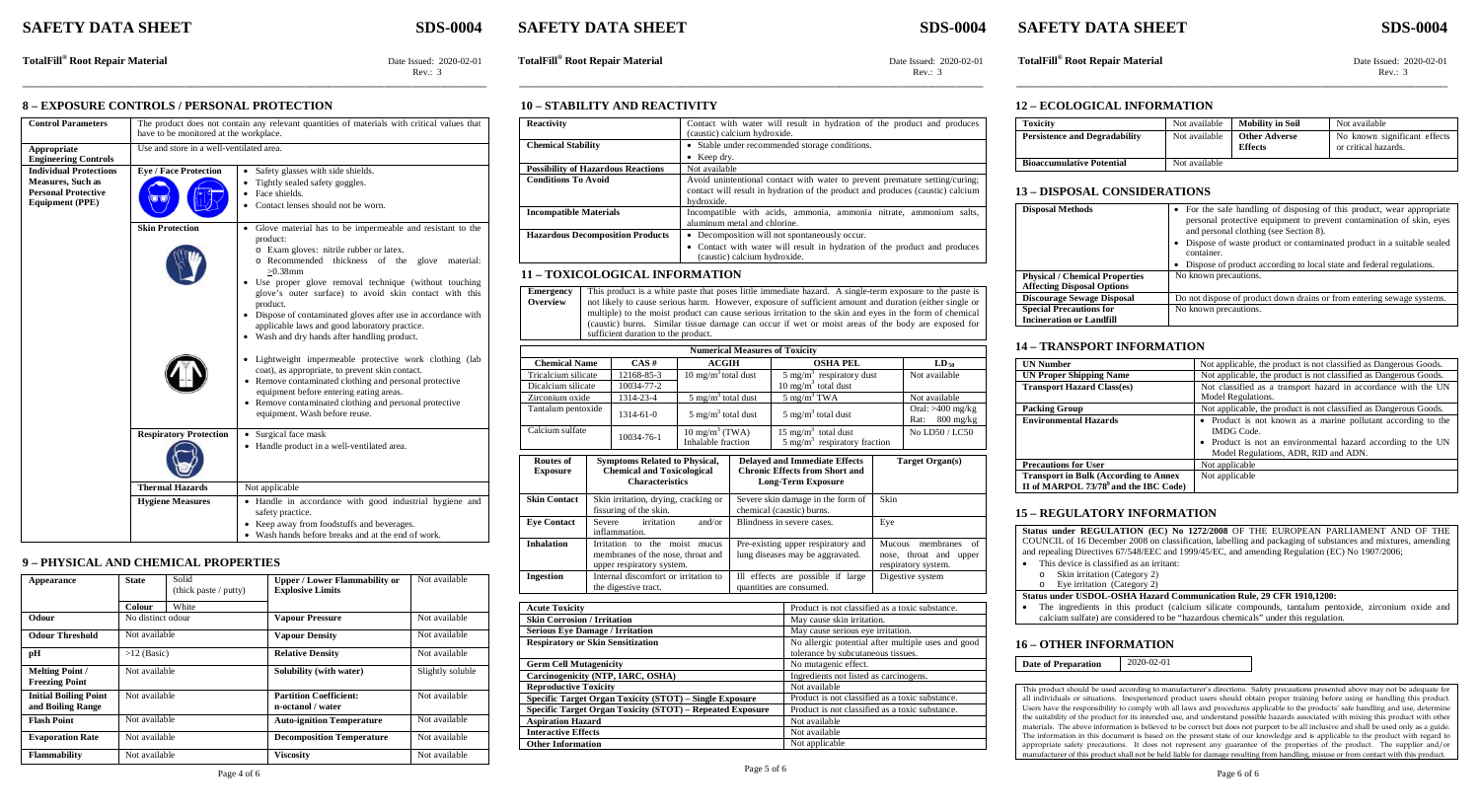## 8 – EXPOSURE CONTROLS / PERSONAL PROTECTION

| | | |
|---|---|---|
| **Control Parameters** | The product does not contain any relevant quantities of materials with critical values that have to be monitored at the workplace. | |
| **Appropriate Engineering Controls** | Use and store in a well-ventilated area. | |
| **Individual Protections Measures, Such as Personal Protective Equipment (PPE)** | **Eye / Face Protection** | • Safety glasses with side shields.<br>• Tightly sealed safety goggles.<br>• Face shields.<br>• Contact lenses should not be worn. |
| | **Skin Protection** | • Glove material has to be impermeable and resistant to the product:<br>o Exam gloves: nitrile rubber or latex.<br>o Recommended thickness of the glove material: ≥0.38mm<br>• Use proper glove removal technique (without touching glove's outer surface) to avoid skin contact with this product.<br>• Dispose of contaminated gloves after use in accordance with applicable laws and good laboratory practice.<br>• Wash and dry hands after handling product.<br>• Lightweight impermeable protective work clothing (lab coat), as appropriate, to prevent skin contact.<br>• Remove contaminated clothing and personal protective equipment before entering eating areas.<br>• Remove contaminated clothing and personal protective equipment. Wash before reuse. |
| | **Respiratory Protection** | • Surgical face mask<br>• Handle product in a well-ventilated area. |
| | **Thermal Hazards** | Not applicable |
| | **Hygiene Measures** | • Handle in accordance with good industrial hygiene and safety practice.<br>• Keep away from foodstuffs and beverages.<br>• Wash hands before breaks and at the end of work. |

## 9 – PHYSICAL AND CHEMICAL PROPERTIES

| | | | | |
|---|---|---|---|---|
| **Appearance** | **State** | Solid (thick paste / putty) | **Upper / Lower Flammability or Explosive Limits** | Not available |
| | **Colour** | White | | |
| **Odour** | No distinct odour | | **Vapour Pressure** | Not available |
| **Odour Threshold** | Not available | | **Vapour Density** | Not available |
| **pH** | >12 (Basic) | | **Relative Density** | Not available |
| **Melting Point / Freezing Point** | Not available | | **Solubility (with water)** | Slightly soluble |
| **Initial Boiling Point and Boiling Range** | Not available | | **Partition Coefficient: n-octanol / water** | Not available |
| **Flash Point** | Not available | | **Auto-ignition Temperature** | Not available |
| **Evaporation Rate** | Not available | | **Decomposition Temperature** | Not available |
| **Flammability** | Not available | | **Viscosity** | Not available |

## 10 – STABILITY AND REACTIVITY

| | |
|---|---|
| **Reactivity** | Contact with water will result in hydration of the product and produces (caustic) calcium hydroxide. |
| **Chemical Stability** | • Stable under recommended storage conditions.<br>• Keep dry. |
| **Possibility of Hazardous Reactions** | Not available |
| **Conditions To Avoid** | Avoid unintentional contact with water to prevent premature setting/curing; contact will result in hydration of the product and produces (caustic) calcium hydroxide. |
| **Incompatible Materials** | Incompatible with acids, ammonia, ammonia nitrate, ammonium salts, aluminum metal and chlorine. |
| **Hazardous Decomposition Products** | • Decomposition will not spontaneously occur.<br>• Contact with water will result in hydration of the product and produces (caustic) calcium hydroxide. |

## 11 – TOXICOLOGICAL INFORMATION

| | |
|---|---|
| **Emergency Overview** | This product is a white paste that poses little immediate hazard. A single-term exposure to the paste is not likely to cause serious harm. However, exposure of sufficient amount and duration (either single or multiple) to the product could can cause serious irritation to the skin and eyes in the form of chemical (caustic) burns. Similar tissue damage can occur if wet or moist areas of the body are exposed for sufficient duration to the product. |

**Numerical Measures of Toxicity**

| Chemical Name | CAS # | ACGIH | OSHA PEL | $LD_{50}$ |
|---|---|---|---|---|
| Tricalcium silicate | 12168-85-3 | 10 mg/m$^3$ total dust | 5 mg/m$^3$ respiratory dust<br>10 mg/m$^3$ total dust | Not available |
| Dicalcium silicate | 10034-77-2 | | | |
| Zirconium oxide | 1314-23-4 | 5 mg/m$^3$ total dust | 5 mg/m$^3$ TWA | Not available |
| Tantalum pentoxide | 1314-61-0 | 5 mg/m$^3$ total dust | 5 mg/m$^3$ total dust | Oral: >400 mg/kg<br>Rat: 800 mg/kg |
| Calcium sulfate | 10034-76-1 | 10 mg/m$^3$ (TWA)<br>Inhalable fraction | 15 mg/m$^3$ total dust<br>5 mg/m$^3$ respiratory fraction | No LD50 / LC50 |

| Routes of Exposure | Symptoms Related to Physical, Chemical and Toxicological Characteristics | Delayed and Immediate Effects Chronic Effects from Short and Long-Term Exposure | Target Organ(s) |
|---|---|---|---|
| **Skin Contact** | Skin irritation, drying, cracking or fissuring of the skin. | Severe skin damage in the form of chemical (caustic) burns. | Skin |
| **Eye Contact** | Severe irritation and/or inflammation. | Blindness in severe cases. | Eye |
| **Inhalation** | Irritation to the moist mucus membranes of the nose, throat and upper respiratory system. | Pre-existing upper respiratory and lung diseases may be aggravated. | Mucous membranes of nose, throat and upper respiratory system. |
| **Ingestion** | Internal discomfort or irritation to the digestive tract. | Ill effects are possible if large quantities are consumed. | Digestive system |

| | |
|---|---|
| **Acute Toxicity** | Product is not classified as a toxic substance. |
| **Skin Corrosion / Irritation** | May cause skin irritation. |
| **Serious Eye Damage / Irritation** | May cause serious eye irritation. |
| **Respiratory or Skin Sensitization** | No allergic potential after multiple uses and good tolerance by subcutaneous tissues. |
| **Germ Cell Mutagenicity** | No mutagenic effect. |
| **Carcinogenicity (NTP, IARC, OSHA)** | Ingredients not listed as carcinogens. |
| **Reproductive Toxicity** | Not available |
| **Specific Target Organ Toxicity (STOT) – Single Exposure** | Product is not classified as a toxic substance. |
| **Specific Target Organ Toxicity (STOT) – Repeated Exposure** | Product is not classified as a toxic substance. |
| **Aspiration Hazard** | Not available |
| **Interactive Effects** | Not available |
| **Other Information** | Not applicable |

## 12 – ECOLOGICAL INFORMATION

| | | | |
|---|---|---|---|
| **Toxicity** | Not available | **Mobility in Soil** | Not available |
| **Persistence and Degradability** | Not available | **Other Adverse Effects** | No known significant effects or critical hazards. |
| **Bioaccumulative Potential** | Not available | | |

## 13 – DISPOSAL CONSIDERATIONS

| | |
|---|---|
| **Disposal Methods** | • For the safe handling of disposing of this product, wear appropriate personal protective equipment to prevent contamination of skin, eyes and personal clothing (see Section 8).<br>• Dispose of waste product or contaminated product in a suitable sealed container.<br>• Dispose of product according to local state and federal regulations. |
| **Physical / Chemical Properties Affecting Disposal Options** | No known precautions. |
| **Discourage Sewage Disposal** | Do not dispose of product down drains or from entering sewage systems. |
| **Special Precautions for Incineration or Landfill** | No known precautions. |

## 14 – TRANSPORT INFORMATION

| | |
|---|---|
| **UN Number** | Not applicable, the product is not classified as Dangerous Goods. |
| **UN Proper Shipping Name** | Not applicable, the product is not classified as Dangerous Goods. |
| **Transport Hazard Class(es)** | Not classified as a transport hazard in accordance with the UN Model Regulations. |
| **Packing Group** | Not applicable, the product is not classified as Dangerous Goods. |
| **Environmental Hazards** | • Product is not known as a marine pollutant according to the IMDG Code.<br>• Product is not an environmental hazard according to the UN Model Regulations, ADR, RID and ADN. |
| **Precautions for User** | Not applicable |
| **Transport in Bulk (According to Annex II of MARPOL 73/78 and the IBC Code)** | Not applicable |

## 15 – REGULATORY INFORMATION

**Status under REGULATION (EC) No 1272/2008** OF THE EUROPEAN PARLIAMENT AND OF THE COUNCIL of 16 December 2008 on classification, labelling and packaging of substances and mixtures, amending and repealing Directives 67/548/EEC and 1999/45/EC, and amending Regulation (EC) No 1907/2006;

- This device is classified as an irritant:
  - o Skin irritation (Category 2)
  - o Eye irritation (Category 2)

**Status under USDOL-OSHA Hazard Communication Rule, 29 CFR 1910.1200:**

- The ingredients in this product (calcium silicate compounds, tantalum pentoxide, zirconium oxide and calcium sulfate) are considered to be "hazardous chemicals" under this regulation.

## 16 – OTHER INFORMATION

| | |
|---|---|
| **Date of Preparation** | 2020-02-01 |

This product should be used according to manufacturer's directions. Safety precautions presented above may not be adequate for all individuals or situations. Inexperienced product users should obtain proper training before using or handling this product. Users have the responsibility to comply with all laws and procedures applicable to the products' safe handling and use, determine the suitability of the product for its intended use, and understand possible hazards associated with mixing this product with other materials. The above information is believed to be correct but does not purport to be all inclusive and shall be used only as a guide. The information in this document is based on the present state of our knowledge and is applicable to the product with regard to appropriate safety precautions. It does not represent any guarantee of the properties of the product. The supplier and/or manufacturer of this product shall not be held liable for damage resulting from handling, misuse or from contact with this product.